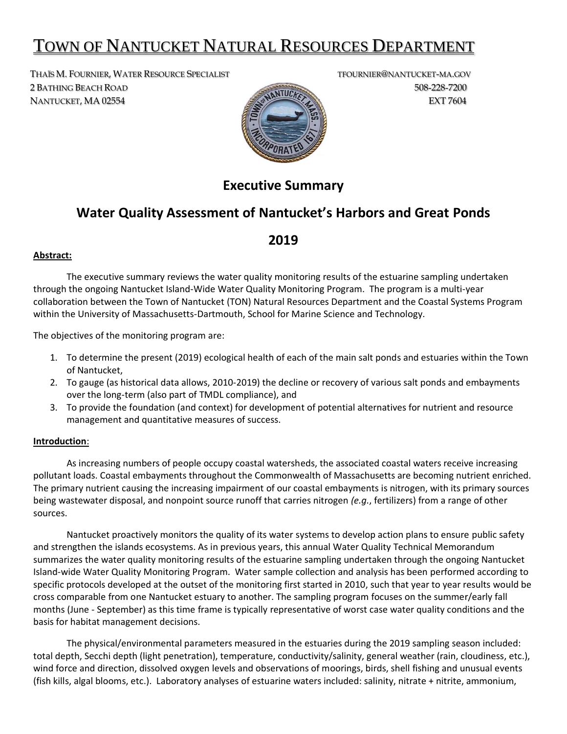# TOWN OF NANTUCKET NATURAL RESOURCES DEPARTMENT

THAÏS M. FOURNIER, WATER RESOURCE SPECIALIST
2 BATHING BEACH ROAD
NANTUCKET, MA 02554

TFOURNIER@NANTUCKET-MA.GOV
508-228-7200
EXT 7604

## Executive Summary

## Water Quality Assessment of Nantucket's Harbors and Great Ponds

## 2019

**Abstract:**

The executive summary reviews the water quality monitoring results of the estuarine sampling undertaken through the ongoing Nantucket Island-Wide Water Quality Monitoring Program. The program is a multi-year collaboration between the Town of Nantucket (TON) Natural Resources Department and the Coastal Systems Program within the University of Massachusetts-Dartmouth, School for Marine Science and Technology.

The objectives of the monitoring program are:

1. To determine the present (2019) ecological health of each of the main salt ponds and estuaries within the Town of Nantucket,
2. To gauge (as historical data allows, 2010-2019) the decline or recovery of various salt ponds and embayments over the long-term (also part of TMDL compliance), and
3. To provide the foundation (and context) for development of potential alternatives for nutrient and resource management and quantitative measures of success.

**Introduction**:

As increasing numbers of people occupy coastal watersheds, the associated coastal waters receive increasing pollutant loads. Coastal embayments throughout the Commonwealth of Massachusetts are becoming nutrient enriched. The primary nutrient causing the increasing impairment of our coastal embayments is nitrogen, with its primary sources being wastewater disposal, and nonpoint source runoff that carries nitrogen *(e.g.*, fertilizers) from a range of other sources.

Nantucket proactively monitors the quality of its water systems to develop action plans to ensure public safety and strengthen the islands ecosystems. As in previous years, this annual Water Quality Technical Memorandum summarizes the water quality monitoring results of the estuarine sampling undertaken through the ongoing Nantucket Island-wide Water Quality Monitoring Program. Water sample collection and analysis has been performed according to specific protocols developed at the outset of the monitoring first started in 2010, such that year to year results would be cross comparable from one Nantucket estuary to another. The sampling program focuses on the summer/early fall months (June - September) as this time frame is typically representative of worst case water quality conditions and the basis for habitat management decisions.

The physical/environmental parameters measured in the estuaries during the 2019 sampling season included: total depth, Secchi depth (light penetration), temperature, conductivity/salinity, general weather (rain, cloudiness, etc.), wind force and direction, dissolved oxygen levels and observations of moorings, birds, shell fishing and unusual events (fish kills, algal blooms, etc.). Laboratory analyses of estuarine waters included: salinity, nitrate + nitrite, ammonium,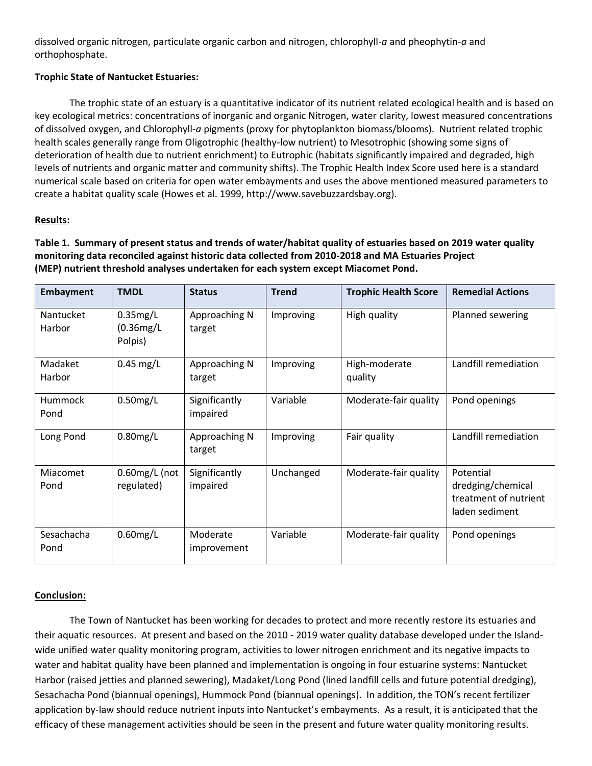dissolved organic nitrogen, particulate organic carbon and nitrogen, chlorophyll-*a* and pheophytin-*a* and orthophosphate.

**Trophic State of Nantucket Estuaries:**

The trophic state of an estuary is a quantitative indicator of its nutrient related ecological health and is based on key ecological metrics: concentrations of inorganic and organic Nitrogen, water clarity, lowest measured concentrations of dissolved oxygen, and Chlorophyll-*a* pigments (proxy for phytoplankton biomass/blooms). Nutrient related trophic health scales generally range from Oligotrophic (healthy-low nutrient) to Mesotrophic (showing some signs of deterioration of health due to nutrient enrichment) to Eutrophic (habitats significantly impaired and degraded, high levels of nutrients and organic matter and community shifts). The Trophic Health Index Score used here is a standard numerical scale based on criteria for open water embayments and uses the above mentioned measured parameters to create a habitat quality scale (Howes et al. 1999, http://www.savebuzzardsbay.org).

**Results:**

**Table 1. Summary of present status and trends of water/habitat quality of estuaries based on 2019 water quality monitoring data reconciled against historic data collected from 2010-2018 and MA Estuaries Project (MEP) nutrient threshold analyses undertaken for each system except Miacomet Pond.**

| Embayment | TMDL | Status | Trend | Trophic Health Score | Remedial Actions |
|---|---|---|---|---|---|
| Nantucket Harbor | 0.35mg/L (0.36mg/L Polpis) | Approaching N target | Improving | High quality | Planned sewering |
| Madaket Harbor | 0.45 mg/L | Approaching N target | Improving | High-moderate quality | Landfill remediation |
| Hummock Pond | 0.50mg/L | Significantly impaired | Variable | Moderate-fair quality | Pond openings |
| Long Pond | 0.80mg/L | Approaching N target | Improving | Fair quality | Landfill remediation |
| Miacomet Pond | 0.60mg/L (not regulated) | Significantly impaired | Unchanged | Moderate-fair quality | Potential dredging/chemical treatment of nutrient laden sediment |
| Sesachacha Pond | 0.60mg/L | Moderate improvement | Variable | Moderate-fair quality | Pond openings |

**Conclusion:**

The Town of Nantucket has been working for decades to protect and more recently restore its estuaries and their aquatic resources. At present and based on the 2010 - 2019 water quality database developed under the Island-wide unified water quality monitoring program, activities to lower nitrogen enrichment and its negative impacts to water and habitat quality have been planned and implementation is ongoing in four estuarine systems: Nantucket Harbor (raised jetties and planned sewering), Madaket/Long Pond (lined landfill cells and future potential dredging), Sesachacha Pond (biannual openings), Hummock Pond (biannual openings). In addition, the TON's recent fertilizer application by-law should reduce nutrient inputs into Nantucket's embayments. As a result, it is anticipated that the efficacy of these management activities should be seen in the present and future water quality monitoring results.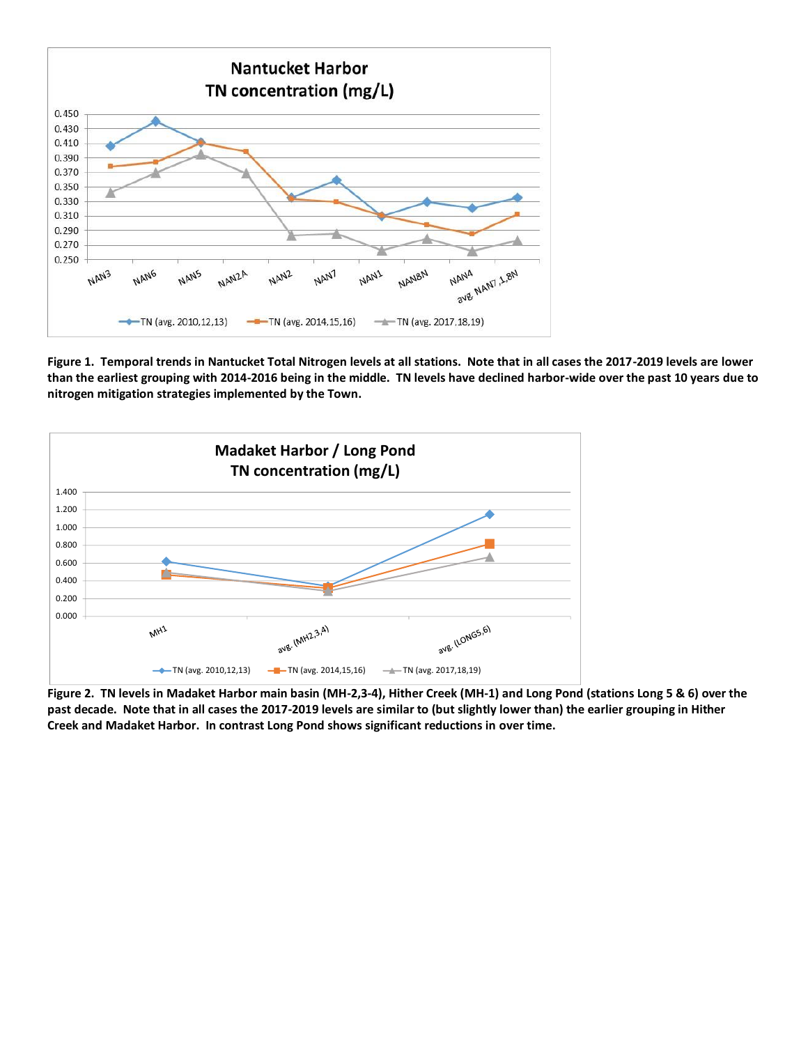Figure 1. Temporal trends in Nantucket Total Nitrogen levels at all stations. Note that in all cases the 2017-2019 levels are lower than the earliest grouping with 2014-2016 being in the middle. TN levels have declined harbor-wide over the past 10 years due to nitrogen mitigation strategies implemented by the Town.

Figure 2. TN levels in Madaket Harbor main basin (MH-2,3-4), Hither Creek (MH-1) and Long Pond (stations Long 5 & 6) over the past decade. Note that in all cases the 2017-2019 levels are similar to (but slightly lower than) the earlier grouping in Hither Creek and Madaket Harbor. In contrast Long Pond shows significant reductions in over time.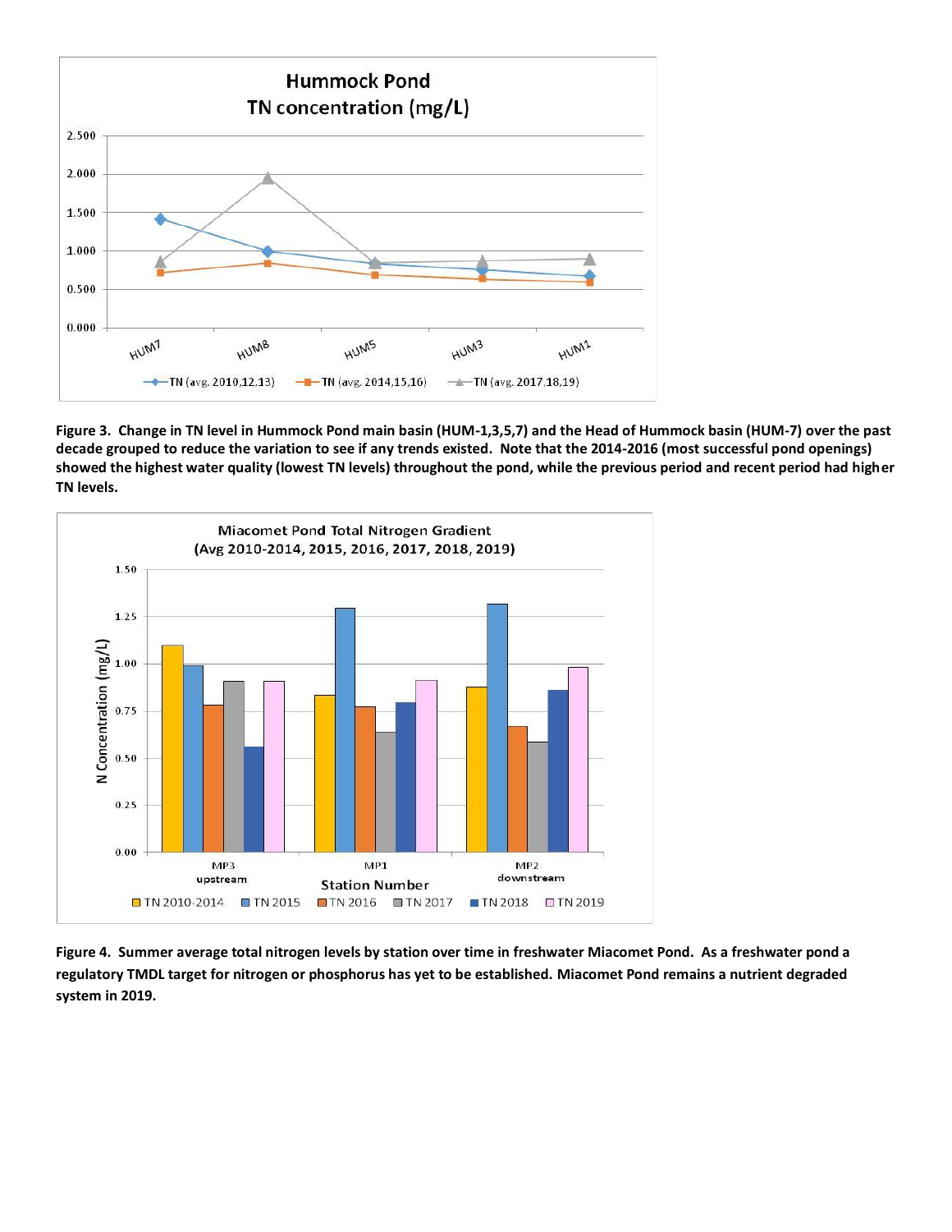**Figure 3. Change in TN level in Hummock Pond main basin (HUM-1,3,5,7) and the Head of Hummock basin (HUM-7) over the past decade grouped to reduce the variation to see if any trends existed. Note that the 2014-2016 (most successful pond openings) showed the highest water quality (lowest TN levels) throughout the pond, while the previous period and recent period had higher TN levels.**

**Figure 4. Summer average total nitrogen levels by station over time in freshwater Miacomet Pond. As a freshwater pond a regulatory TMDL target for nitrogen or phosphorus has yet to be established. Miacomet Pond remains a nutrient degraded system in 2019.**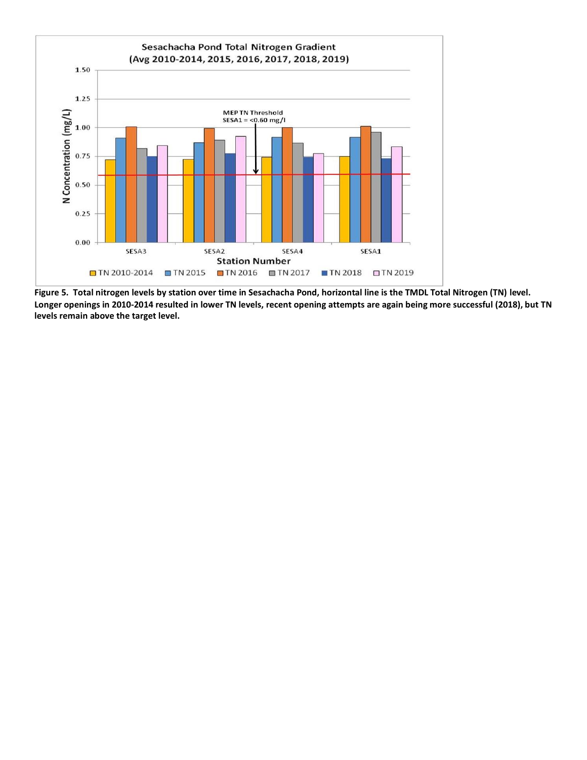Sesachacha Pond Total Nitrogen Gradient
(Avg 2010-2014, 2015, 2016, 2017, 2018, 2019)

1.50
1.25
1.00
0.75
0.50
0.25
0.00

N Concentration (mg/L)

MEP TN Threshold
SESA1 = <0.60 mg/l

SESA3
SESA2
SESA4
SESA1

Station Number

TN 2010-2014
TN 2015
TN 2016
TN 2017
TN 2018
TN 2019

**Figure 5. Total nitrogen levels by station over time in Sesachacha Pond, horizontal line is the TMDL Total Nitrogen (TN) level. Longer openings in 2010-2014 resulted in lower TN levels, recent opening attempts are again being more successful (2018), but TN levels remain above the target level.**